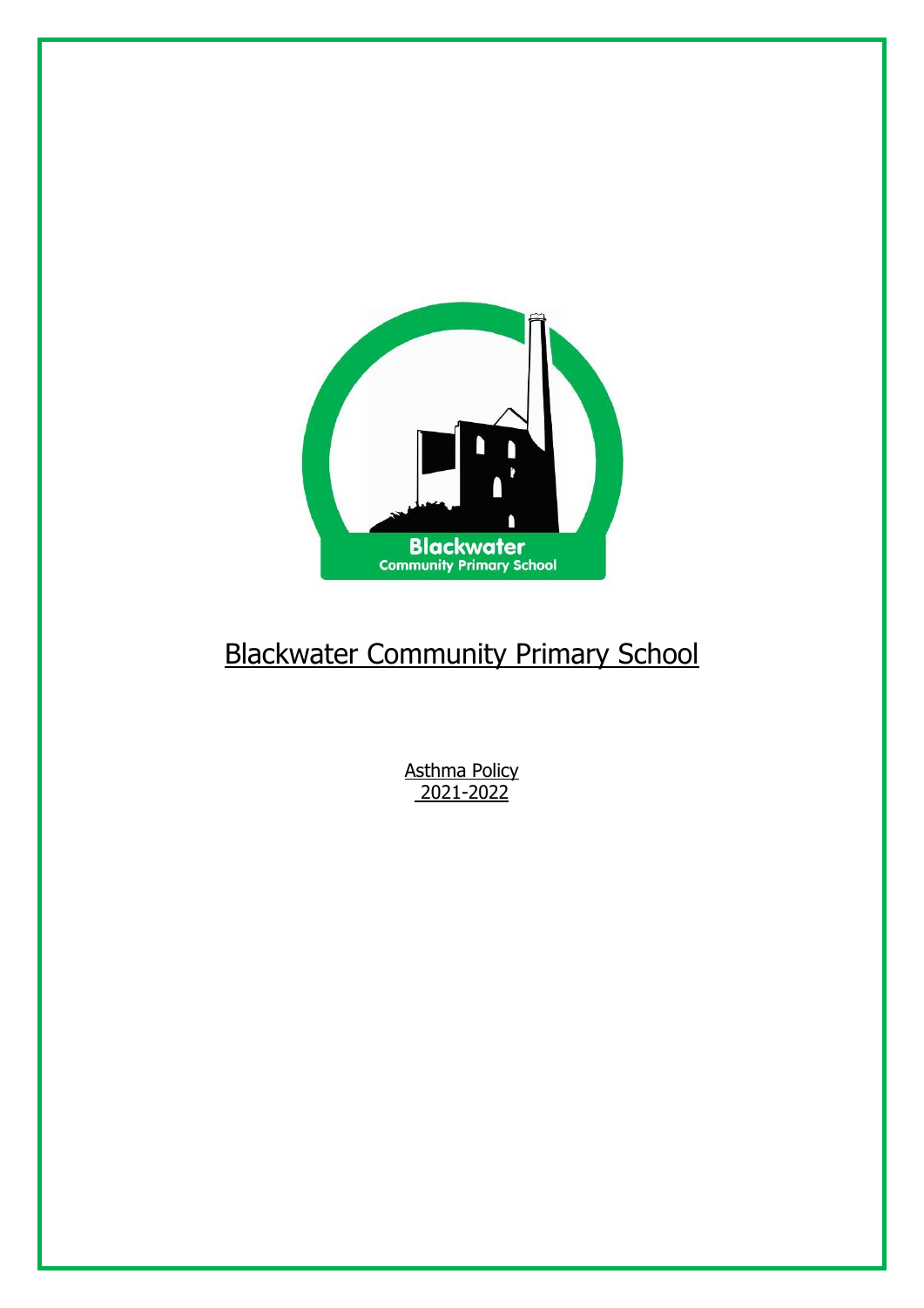# Blackwater Community Primary School

Asthma Policy
2021-2022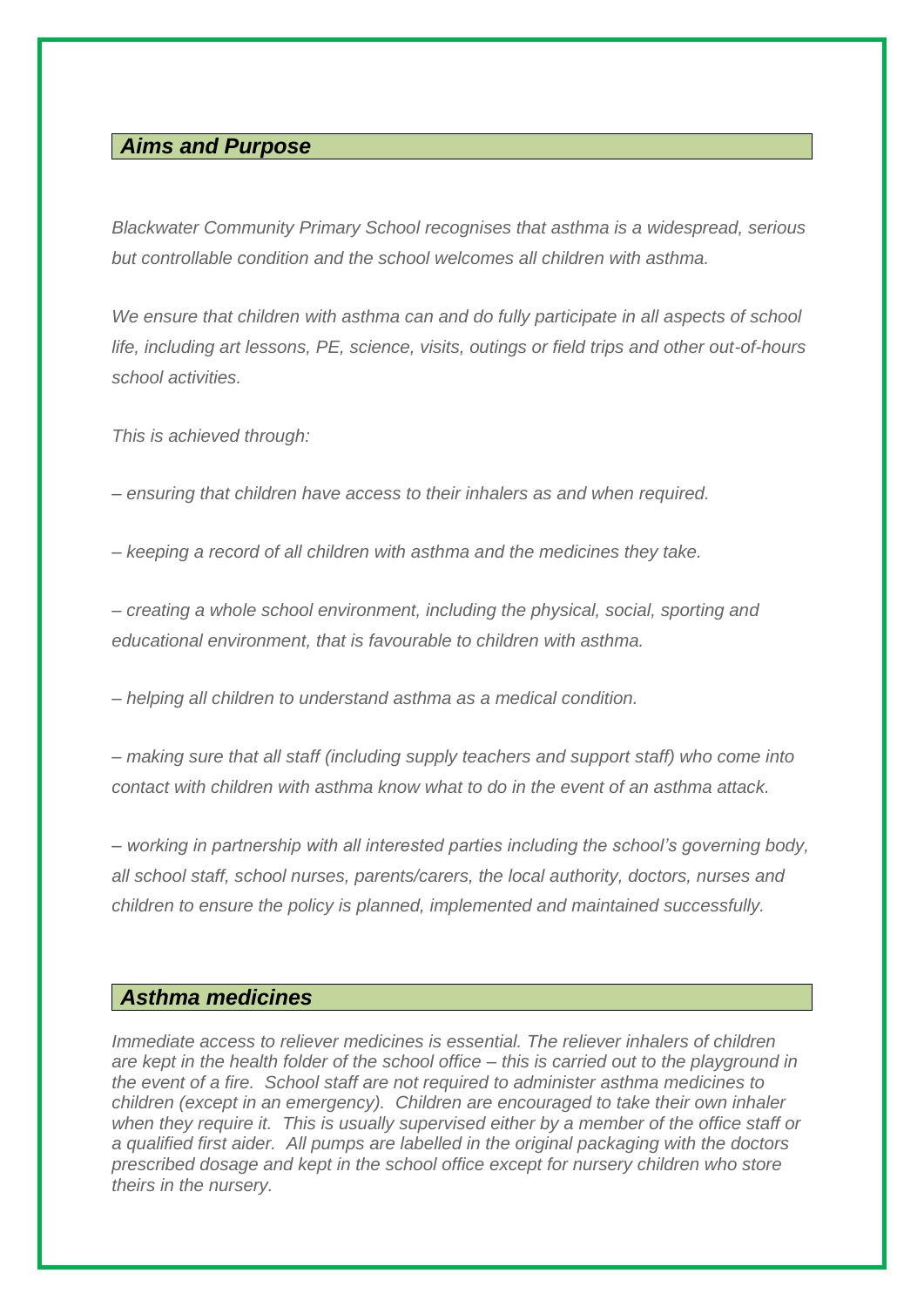## *Aims and Purpose*

*Blackwater Community Primary School recognises that asthma is a widespread, serious but controllable condition and the school welcomes all children with asthma.*

*We ensure that children with asthma can and do fully participate in all aspects of school life, including art lessons, PE, science, visits, outings or field trips and other out-of-hours school activities.*

*This is achieved through:*

*– ensuring that children have access to their inhalers as and when required.*

*– keeping a record of all children with asthma and the medicines they take.*

*– creating a whole school environment, including the physical, social, sporting and educational environment, that is favourable to children with asthma.*

*– helping all children to understand asthma as a medical condition.*

*– making sure that all staff (including supply teachers and support staff) who come into contact with children with asthma know what to do in the event of an asthma attack.*

*– working in partnership with all interested parties including the school's governing body, all school staff, school nurses, parents/carers, the local authority, doctors, nurses and children to ensure the policy is planned, implemented and maintained successfully.*

## *Asthma medicines*

*Immediate access to reliever medicines is essential. The reliever inhalers of children are kept in the health folder of the school office – this is carried out to the playground in the event of a fire. School staff are not required to administer asthma medicines to children (except in an emergency). Children are encouraged to take their own inhaler when they require it. This is usually supervised either by a member of the office staff or a qualified first aider. All pumps are labelled in the original packaging with the doctors prescribed dosage and kept in the school office except for nursery children who store theirs in the nursery.*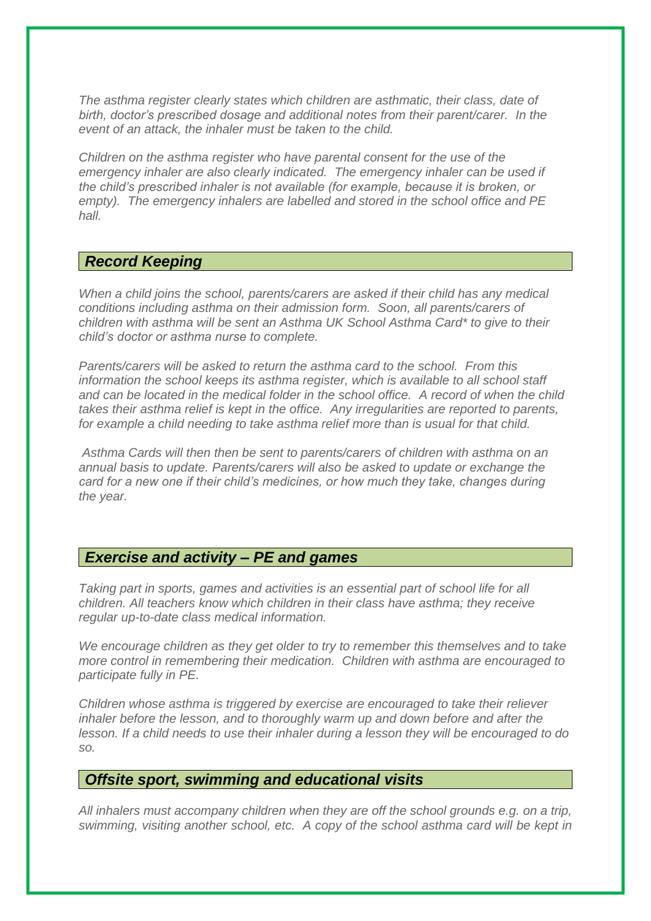*The asthma register clearly states which children are asthmatic, their class, date of birth, doctor's prescribed dosage and additional notes from their parent/carer. In the event of an attack, the inhaler must be taken to the child.*

*Children on the asthma register who have parental consent for the use of the emergency inhaler are also clearly indicated. The emergency inhaler can be used if the child's prescribed inhaler is not available (for example, because it is broken, or empty). The emergency inhalers are labelled and stored in the school office and PE hall.*

## *Record Keeping*

*When a child joins the school, parents/carers are asked if their child has any medical conditions including asthma on their admission form. Soon, all parents/carers of children with asthma will be sent an Asthma UK School Asthma Card* to give to their child's doctor or asthma nurse to complete.*

*Parents/carers will be asked to return the asthma card to the school. From this information the school keeps its asthma register, which is available to all school staff and can be located in the medical folder in the school office. A record of when the child takes their asthma relief is kept in the office. Any irregularities are reported to parents, for example a child needing to take asthma relief more than is usual for that child.*

*Asthma Cards will then then be sent to parents/carers of children with asthma on an annual basis to update. Parents/carers will also be asked to update or exchange the card for a new one if their child's medicines, or how much they take, changes during the year.*

## *Exercise and activity – PE and games*

*Taking part in sports, games and activities is an essential part of school life for all children. All teachers know which children in their class have asthma; they receive regular up-to-date class medical information.*

*We encourage children as they get older to try to remember this themselves and to take more control in remembering their medication. Children with asthma are encouraged to participate fully in PE.*

*Children whose asthma is triggered by exercise are encouraged to take their reliever inhaler before the lesson, and to thoroughly warm up and down before and after the lesson. If a child needs to use their inhaler during a lesson they will be encouraged to do so.*

## *Offsite sport, swimming and educational visits*

*All inhalers must accompany children when they are off the school grounds e.g. on a trip, swimming, visiting another school, etc. A copy of the school asthma card will be kept in*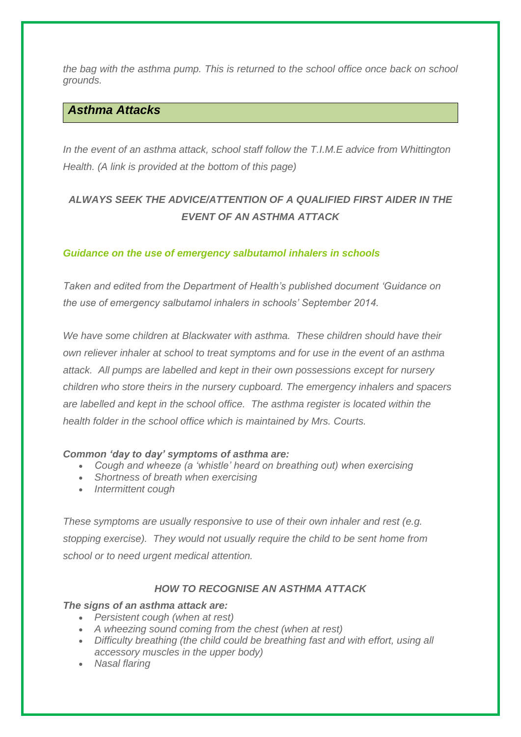*the bag with the asthma pump. This is returned to the school office once back on school grounds.*

## *Asthma Attacks*

*In the event of an asthma attack, school staff follow the T.I.M.E advice from Whittington Health. (A link is provided at the bottom of this page)*

***ALWAYS SEEK THE ADVICE/ATTENTION OF A QUALIFIED FIRST AIDER IN THE EVENT OF AN ASTHMA ATTACK***

### *Guidance on the use of emergency salbutamol inhalers in schools*

*Taken and edited from the Department of Health's published document 'Guidance on the use of emergency salbutamol inhalers in schools' September 2014.*

*We have some children at Blackwater with asthma. These children should have their own reliever inhaler at school to treat symptoms and for use in the event of an asthma attack. All pumps are labelled and kept in their own possessions except for nursery children who store theirs in the nursery cupboard. The emergency inhalers and spacers are labelled and kept in the school office. The asthma register is located within the health folder in the school office which is maintained by Mrs. Courts.*

***Common 'day to day' symptoms of asthma are:***

- *Cough and wheeze (a 'whistle' heard on breathing out) when exercising*
- *Shortness of breath when exercising*
- *Intermittent cough*

*These symptoms are usually responsive to use of their own inhaler and rest (e.g. stopping exercise). They would not usually require the child to be sent home from school or to need urgent medical attention.*

***HOW TO RECOGNISE AN ASTHMA ATTACK***

***The signs of an asthma attack are:***

- *Persistent cough (when at rest)*
- *A wheezing sound coming from the chest (when at rest)*
- *Difficulty breathing (the child could be breathing fast and with effort, using all accessory muscles in the upper body)*
- *Nasal flaring*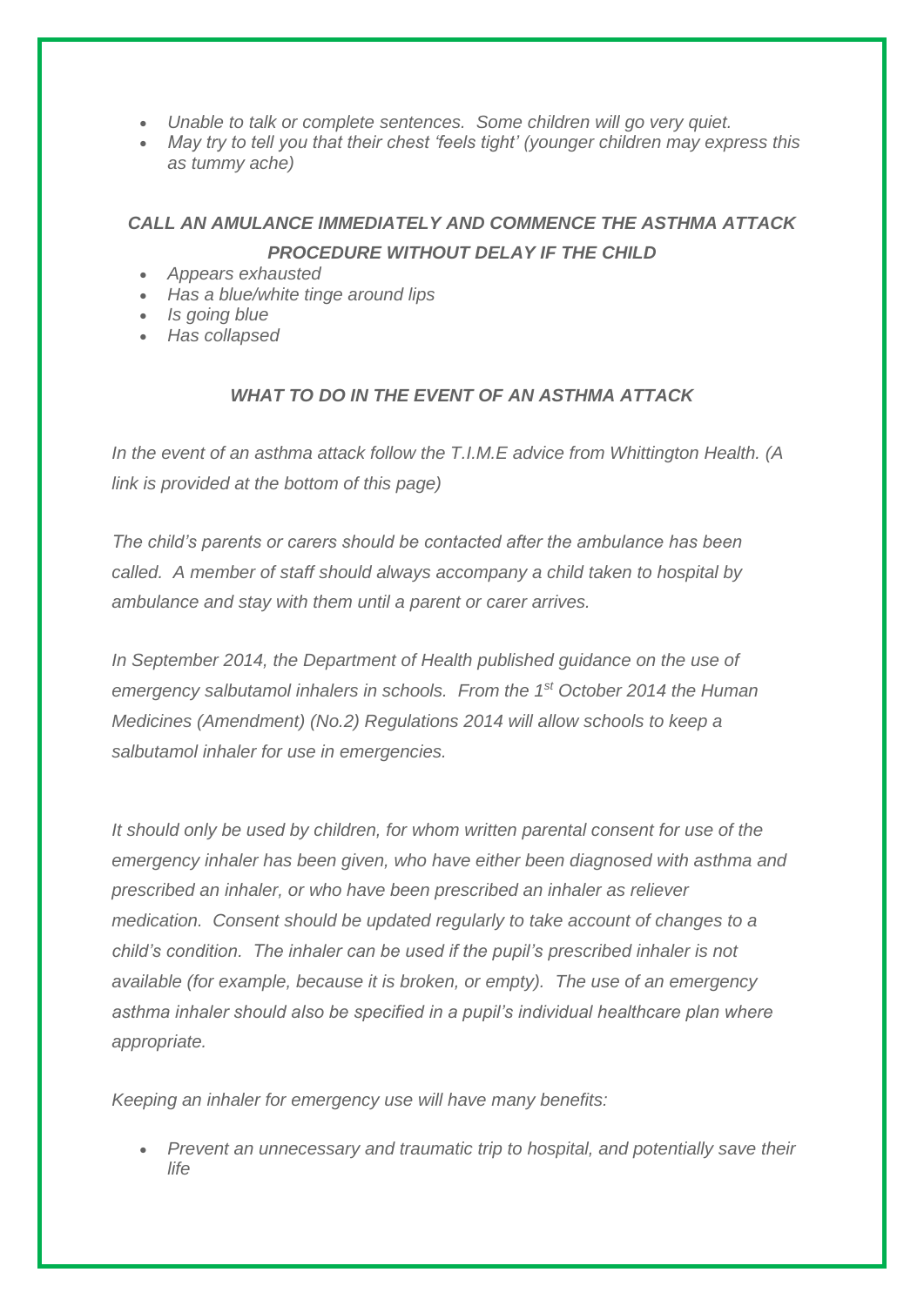- *Unable to talk or complete sentences. Some children will go very quiet.*
- *May try to tell you that their chest 'feels tight' (younger children may express this as tummy ache)*

***CALL AN AMULANCE IMMEDIATELY AND COMMENCE THE ASTHMA ATTACK PROCEDURE WITHOUT DELAY IF THE CHILD***

- *Appears exhausted*
- *Has a blue/white tinge around lips*
- *Is going blue*
- *Has collapsed*

### *WHAT TO DO IN THE EVENT OF AN ASTHMA ATTACK*

*In the event of an asthma attack follow the T.I.M.E advice from Whittington Health. (A link is provided at the bottom of this page)*

*The child's parents or carers should be contacted after the ambulance has been called. A member of staff should always accompany a child taken to hospital by ambulance and stay with them until a parent or carer arrives.*

*In September 2014, the Department of Health published guidance on the use of emergency salbutamol inhalers in schools. From the 1st October 2014 the Human Medicines (Amendment) (No.2) Regulations 2014 will allow schools to keep a salbutamol inhaler for use in emergencies.*

*It should only be used by children, for whom written parental consent for use of the emergency inhaler has been given, who have either been diagnosed with asthma and prescribed an inhaler, or who have been prescribed an inhaler as reliever medication. Consent should be updated regularly to take account of changes to a child's condition. The inhaler can be used if the pupil's prescribed inhaler is not available (for example, because it is broken, or empty). The use of an emergency asthma inhaler should also be specified in a pupil's individual healthcare plan where appropriate.*

*Keeping an inhaler for emergency use will have many benefits:*

- *Prevent an unnecessary and traumatic trip to hospital, and potentially save their life*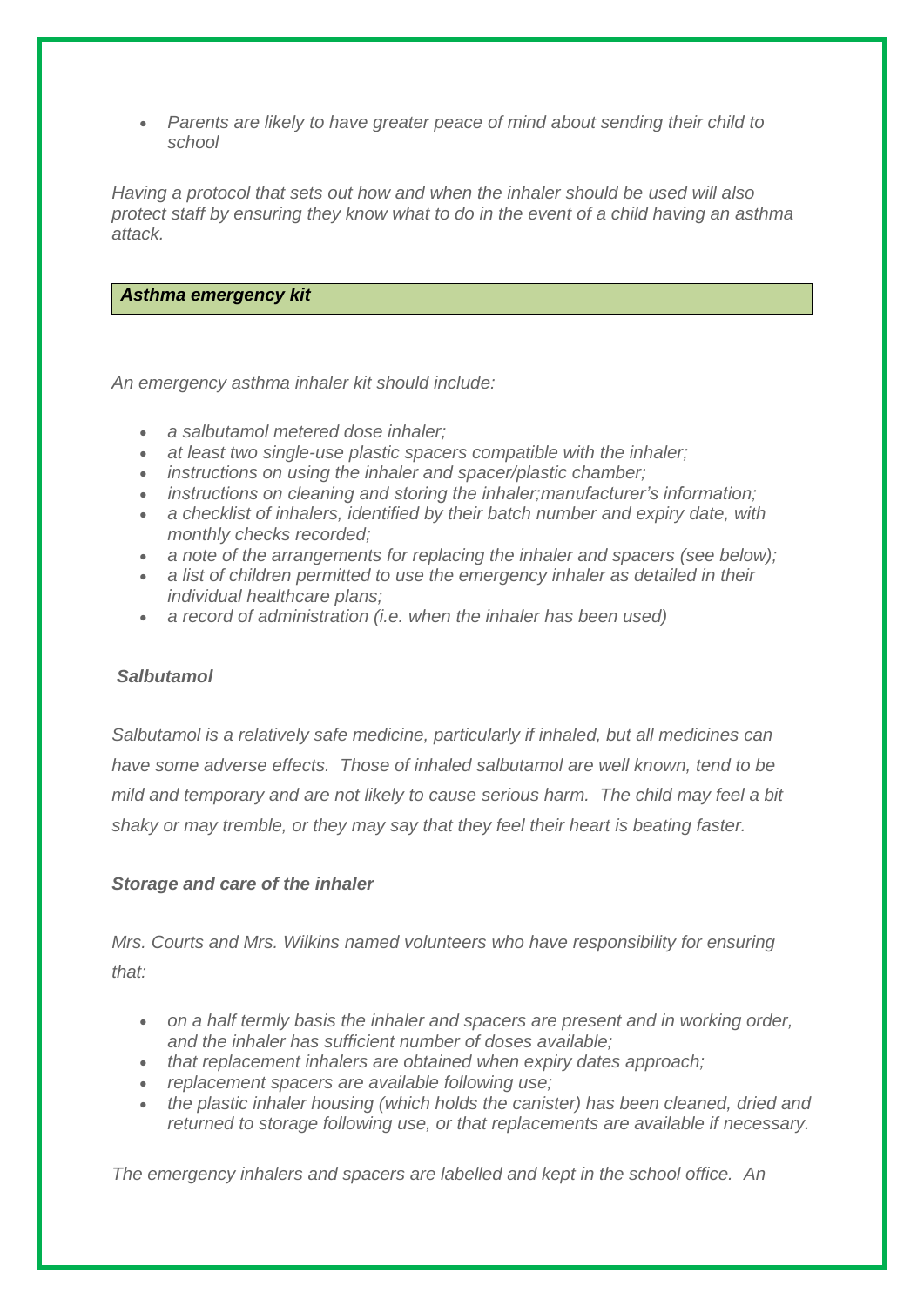- *Parents are likely to have greater peace of mind about sending their child to school*

*Having a protocol that sets out how and when the inhaler should be used will also protect staff by ensuring they know what to do in the event of a child having an asthma attack.*

## *Asthma emergency kit*

*An emergency asthma inhaler kit should include:*

- *a salbutamol metered dose inhaler;*
- *at least two single-use plastic spacers compatible with the inhaler;*
- *instructions on using the inhaler and spacer/plastic chamber;*
- *instructions on cleaning and storing the inhaler;manufacturer's information;*
- *a checklist of inhalers, identified by their batch number and expiry date, with monthly checks recorded;*
- *a note of the arrangements for replacing the inhaler and spacers (see below);*
- *a list of children permitted to use the emergency inhaler as detailed in their individual healthcare plans;*
- *a record of administration (i.e. when the inhaler has been used)*

### *Salbutamol*

*Salbutamol is a relatively safe medicine, particularly if inhaled, but all medicines can have some adverse effects. Those of inhaled salbutamol are well known, tend to be mild and temporary and are not likely to cause serious harm. The child may feel a bit shaky or may tremble, or they may say that they feel their heart is beating faster.*

### *Storage and care of the inhaler*

*Mrs. Courts and Mrs. Wilkins named volunteers who have responsibility for ensuring that:*

- *on a half termly basis the inhaler and spacers are present and in working order, and the inhaler has sufficient number of doses available;*
- *that replacement inhalers are obtained when expiry dates approach;*
- *replacement spacers are available following use;*
- *the plastic inhaler housing (which holds the canister) has been cleaned, dried and returned to storage following use, or that replacements are available if necessary.*

*The emergency inhalers and spacers are labelled and kept in the school office. An*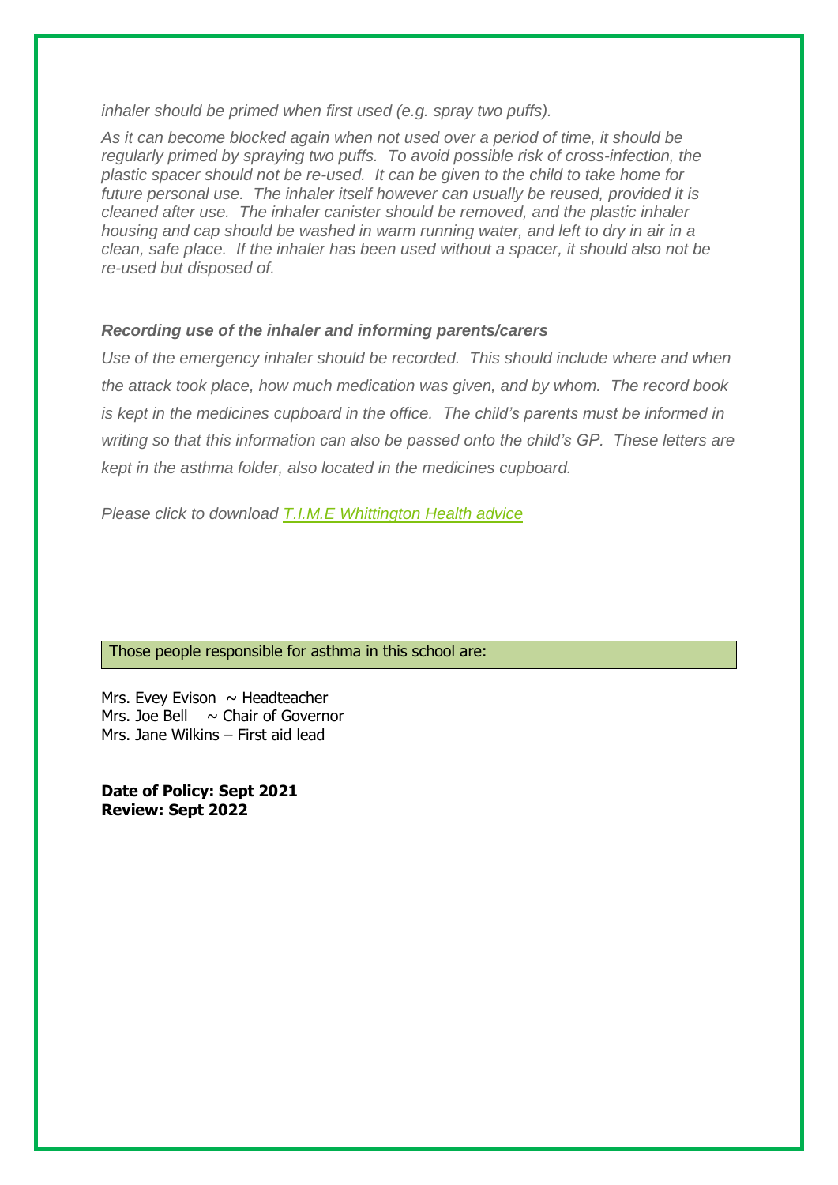*inhaler should be primed when first used (e.g. spray two puffs).*

*As it can become blocked again when not used over a period of time, it should be regularly primed by spraying two puffs. To avoid possible risk of cross-infection, the plastic spacer should not be re-used. It can be given to the child to take home for future personal use. The inhaler itself however can usually be reused, provided it is cleaned after use. The inhaler canister should be removed, and the plastic inhaler housing and cap should be washed in warm running water, and left to dry in air in a clean, safe place. If the inhaler has been used without a spacer, it should also not be re-used but disposed of.*

***Recording use of the inhaler and informing parents/carers***

*Use of the emergency inhaler should be recorded. This should include where and when the attack took place, how much medication was given, and by whom. The record book is kept in the medicines cupboard in the office. The child's parents must be informed in writing so that this information can also be passed onto the child's GP. These letters are kept in the asthma folder, also located in the medicines cupboard.*

*Please click to download T.I.M.E Whittington Health advice*

Those people responsible for asthma in this school are:

Mrs. Evey Evison ~ Headteacher
Mrs. Joe Bell ~ Chair of Governor
Mrs. Jane Wilkins – First aid lead

**Date of Policy: Sept 2021**
**Review: Sept 2022**